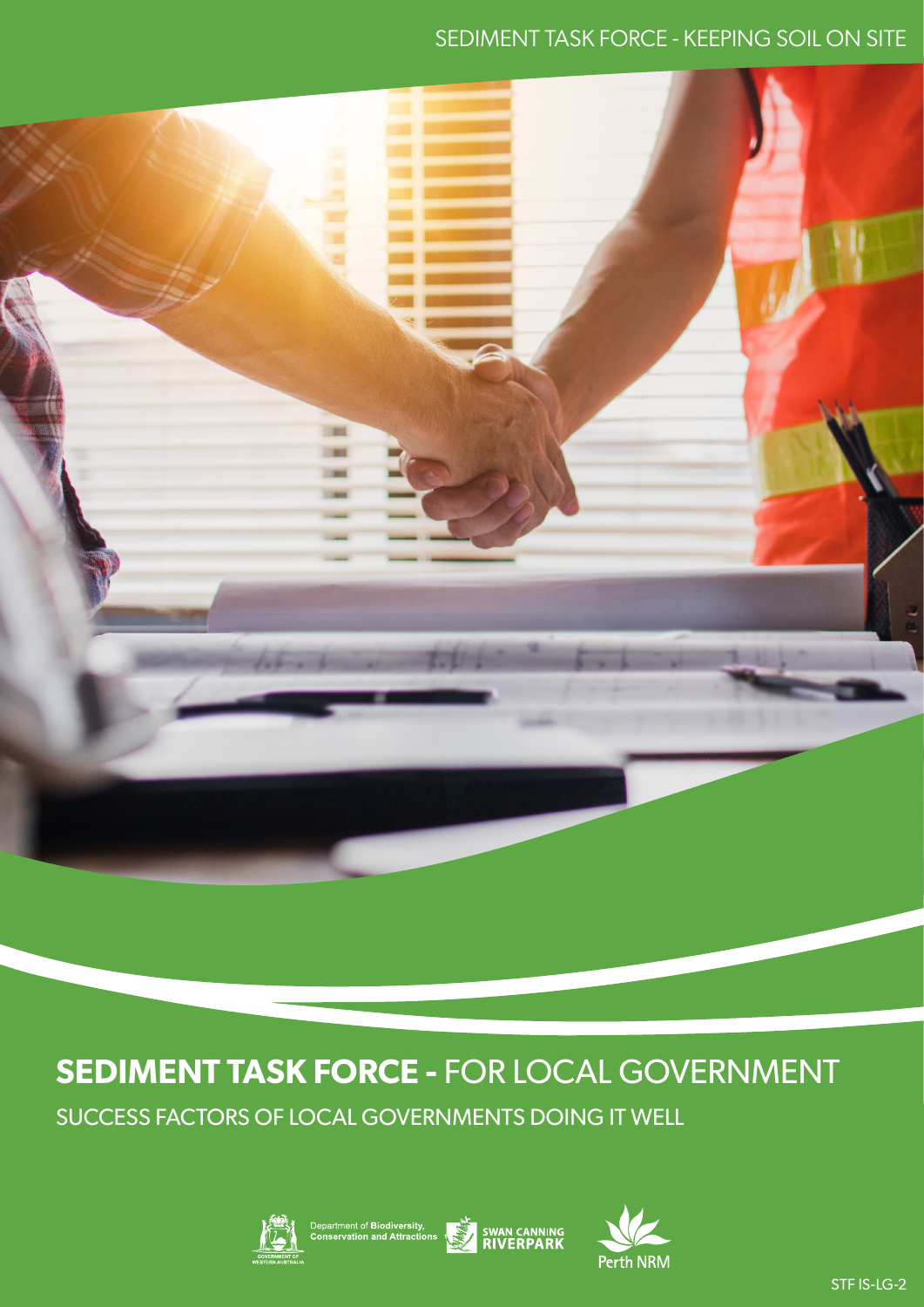SEDIMENT TASK FORCE - KEEPING SOIL ON SITE

# SEDIMENT TASK FORCE - FOR LOCAL GOVERNMENT

## SUCCESS FACTORS OF LOCAL GOVERNMENTS DOING IT WELL

Department of Biodiversity, Conservation and Attractions

SWAN CANNING RIVERPARK

Perth NRM

STF IS-LG-2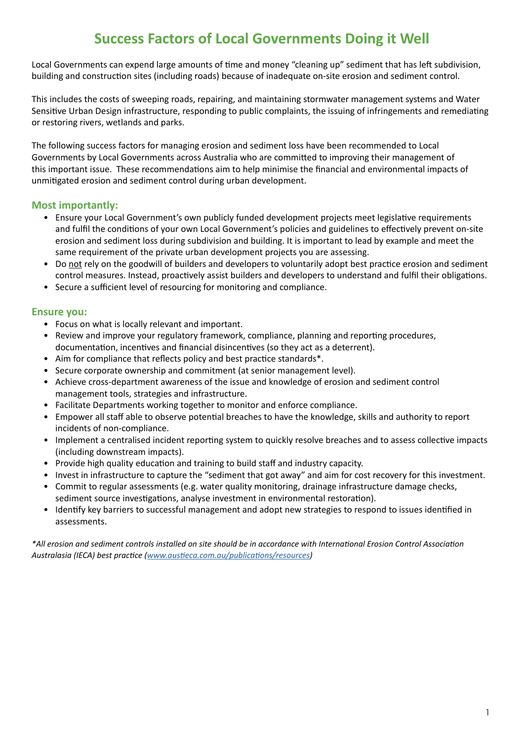# Success Factors of Local Governments Doing it Well

Local Governments can expend large amounts of time and money "cleaning up" sediment that has left subdivision, building and construction sites (including roads) because of inadequate on-site erosion and sediment control.

This includes the costs of sweeping roads, repairing, and maintaining stormwater management systems and Water Sensitive Urban Design infrastructure, responding to public complaints, the issuing of infringements and remediating or restoring rivers, wetlands and parks.

The following success factors for managing erosion and sediment loss have been recommended to Local Governments by Local Governments across Australia who are committed to improving their management of this important issue. These recommendations aim to help minimise the financial and environmental impacts of unmitigated erosion and sediment control during urban development.

## Most importantly:

- Ensure your Local Government's own publicly funded development projects meet legislative requirements and fulfil the conditions of your own Local Government's policies and guidelines to effectively prevent on-site erosion and sediment loss during subdivision and building. It is important to lead by example and meet the same requirement of the private urban development projects you are assessing.
- Do <u>not</u> rely on the goodwill of builders and developers to voluntarily adopt best practice erosion and sediment control measures. Instead, proactively assist builders and developers to understand and fulfil their obligations.
- Secure a sufficient level of resourcing for monitoring and compliance.

## Ensure you:

- Focus on what is locally relevant and important.
- Review and improve your regulatory framework, compliance, planning and reporting procedures, documentation, incentives and financial disincentives (so they act as a deterrent).
- Aim for compliance that reflects policy and best practice standards*.
- Secure corporate ownership and commitment (at senior management level).
- Achieve cross-department awareness of the issue and knowledge of erosion and sediment control management tools, strategies and infrastructure.
- Facilitate Departments working together to monitor and enforce compliance.
- Empower all staff able to observe potential breaches to have the knowledge, skills and authority to report incidents of non-compliance.
- Implement a centralised incident reporting system to quickly resolve breaches and to assess collective impacts (including downstream impacts).
- Provide high quality education and training to build staff and industry capacity.
- Invest in infrastructure to capture the "sediment that got away" and aim for cost recovery for this investment.
- Commit to regular assessments (e.g. water quality monitoring, drainage infrastructure damage checks, sediment source investigations, analyse investment in environmental restoration).
- Identify key barriers to successful management and adopt new strategies to respond to issues identified in assessments.

*\*All erosion and sediment controls installed on site should be in accordance with International Erosion Control Association Australasia (IECA) best practice ([www.austieca.com.au/publications/resources](www.austieca.com.au/publications/resources))*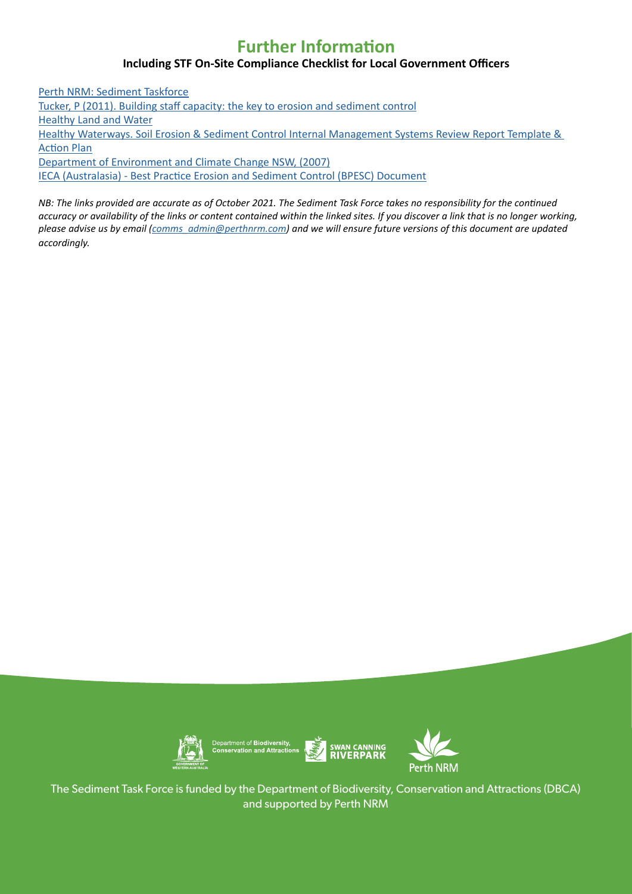# Further Information

**Including STF On-Site Compliance Checklist for Local Government Officers**

Perth NRM: Sediment Taskforce
Tucker, P (2011). Building staff capacity: the key to erosion and sediment control
Healthy Land and Water
Healthy Waterways. Soil Erosion & Sediment Control Internal Management Systems Review Report Template & Action Plan
Department of Environment and Climate Change NSW, (2007)
IECA (Australasia) - Best Practice Erosion and Sediment Control (BPESC) Document

*NB: The links provided are accurate as of October 2021. The Sediment Task Force takes no responsibility for the continued accuracy or availability of the links or content contained within the linked sites. If you discover a link that is no longer working, please advise us by email (comms_admin@perthnrm.com) and we will ensure future versions of this document are updated accordingly.*

Department of **Biodiversity, Conservation and Attractions**

SWAN CANNING RIVERPARK

Perth NRM

The Sediment Task Force is funded by the Department of Biodiversity, Conservation and Attractions (DBCA) and supported by Perth NRM